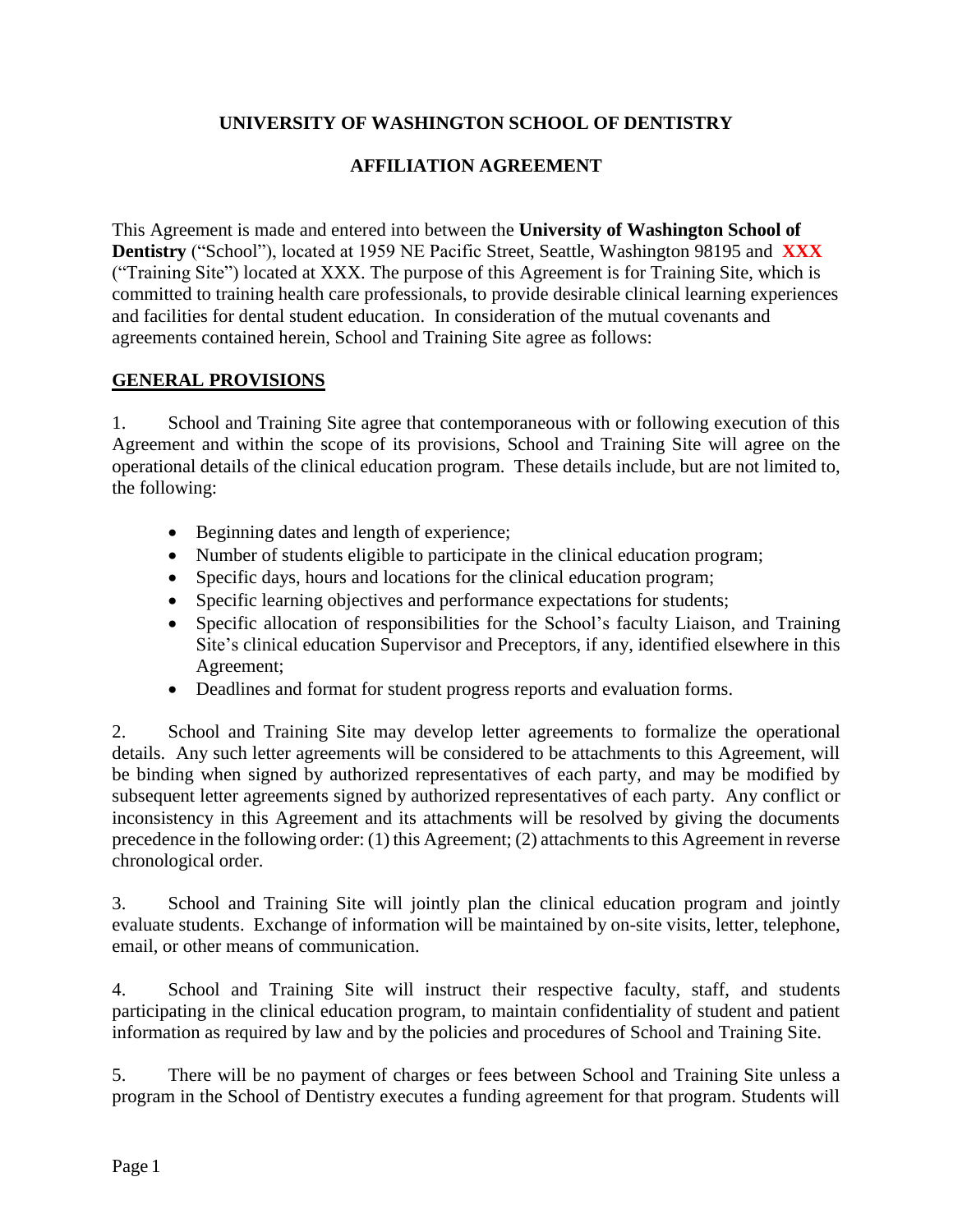# UNIVERSITY OF WASHINGTON SCHOOL OF DENTISTRY

## AFFILIATION AGREEMENT

This Agreement is made and entered into between the **University of Washington School of Dentistry** ("School"), located at 1959 NE Pacific Street, Seattle, Washington 98195 and **XXX** ("Training Site") located at XXX. The purpose of this Agreement is for Training Site, which is committed to training health care professionals, to provide desirable clinical learning experiences and facilities for dental student education. In consideration of the mutual covenants and agreements contained herein, School and Training Site agree as follows:

### GENERAL PROVISIONS

1. School and Training Site agree that contemporaneous with or following execution of this Agreement and within the scope of its provisions, School and Training Site will agree on the operational details of the clinical education program. These details include, but are not limited to, the following:

   - Beginning dates and length of experience;
   - Number of students eligible to participate in the clinical education program;
   - Specific days, hours and locations for the clinical education program;
   - Specific learning objectives and performance expectations for students;
   - Specific allocation of responsibilities for the School's faculty Liaison, and Training Site's clinical education Supervisor and Preceptors, if any, identified elsewhere in this Agreement;
   - Deadlines and format for student progress reports and evaluation forms.

2. School and Training Site may develop letter agreements to formalize the operational details. Any such letter agreements will be considered to be attachments to this Agreement, will be binding when signed by authorized representatives of each party, and may be modified by subsequent letter agreements signed by authorized representatives of each party. Any conflict or inconsistency in this Agreement and its attachments will be resolved by giving the documents precedence in the following order: (1) this Agreement; (2) attachments to this Agreement in reverse chronological order.

3. School and Training Site will jointly plan the clinical education program and jointly evaluate students. Exchange of information will be maintained by on-site visits, letter, telephone, email, or other means of communication.

4. School and Training Site will instruct their respective faculty, staff, and students participating in the clinical education program, to maintain confidentiality of student and patient information as required by law and by the policies and procedures of School and Training Site.

5. There will be no payment of charges or fees between School and Training Site unless a program in the School of Dentistry executes a funding agreement for that program. Students will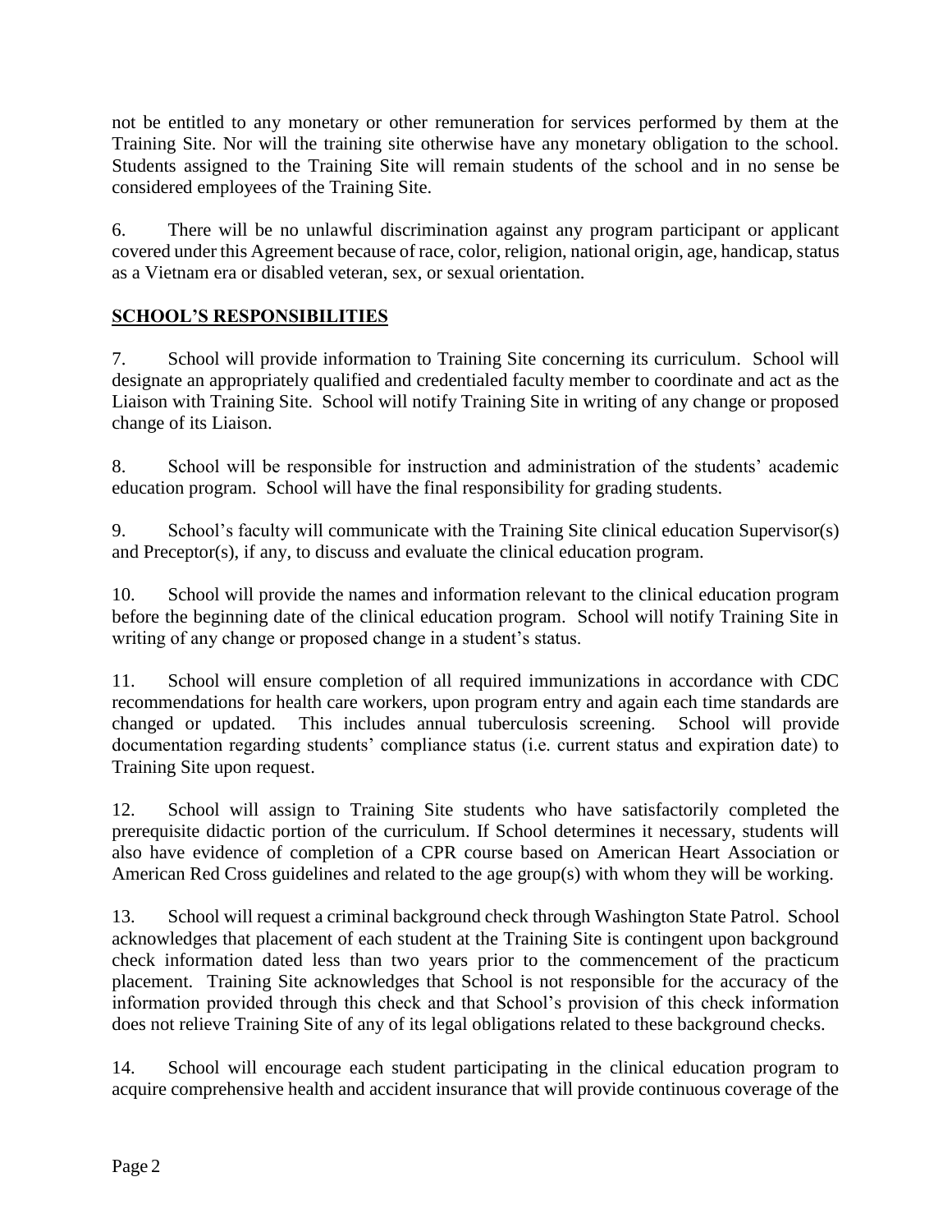not be entitled to any monetary or other remuneration for services performed by them at the Training Site. Nor will the training site otherwise have any monetary obligation to the school. Students assigned to the Training Site will remain students of the school and in no sense be considered employees of the Training Site.

6. There will be no unlawful discrimination against any program participant or applicant covered under this Agreement because of race, color, religion, national origin, age, handicap, status as a Vietnam era or disabled veteran, sex, or sexual orientation.

## SCHOOL'S RESPONSIBILITIES

7. School will provide information to Training Site concerning its curriculum. School will designate an appropriately qualified and credentialed faculty member to coordinate and act as the Liaison with Training Site. School will notify Training Site in writing of any change or proposed change of its Liaison.

8. School will be responsible for instruction and administration of the students' academic education program. School will have the final responsibility for grading students.

9. School's faculty will communicate with the Training Site clinical education Supervisor(s) and Preceptor(s), if any, to discuss and evaluate the clinical education program.

10. School will provide the names and information relevant to the clinical education program before the beginning date of the clinical education program. School will notify Training Site in writing of any change or proposed change in a student's status.

11. School will ensure completion of all required immunizations in accordance with CDC recommendations for health care workers, upon program entry and again each time standards are changed or updated. This includes annual tuberculosis screening. School will provide documentation regarding students' compliance status (i.e. current status and expiration date) to Training Site upon request.

12. School will assign to Training Site students who have satisfactorily completed the prerequisite didactic portion of the curriculum. If School determines it necessary, students will also have evidence of completion of a CPR course based on American Heart Association or American Red Cross guidelines and related to the age group(s) with whom they will be working.

13. School will request a criminal background check through Washington State Patrol. School acknowledges that placement of each student at the Training Site is contingent upon background check information dated less than two years prior to the commencement of the practicum placement. Training Site acknowledges that School is not responsible for the accuracy of the information provided through this check and that School's provision of this check information does not relieve Training Site of any of its legal obligations related to these background checks.

14. School will encourage each student participating in the clinical education program to acquire comprehensive health and accident insurance that will provide continuous coverage of the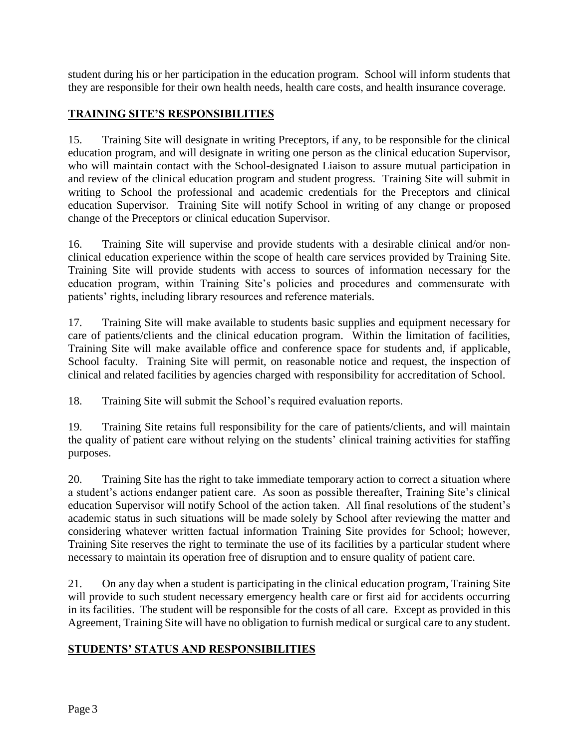student during his or her participation in the education program. School will inform students that they are responsible for their own health needs, health care costs, and health insurance coverage.

## TRAINING SITE'S RESPONSIBILITIES

15. Training Site will designate in writing Preceptors, if any, to be responsible for the clinical education program, and will designate in writing one person as the clinical education Supervisor, who will maintain contact with the School-designated Liaison to assure mutual participation in and review of the clinical education program and student progress. Training Site will submit in writing to School the professional and academic credentials for the Preceptors and clinical education Supervisor. Training Site will notify School in writing of any change or proposed change of the Preceptors or clinical education Supervisor.

16. Training Site will supervise and provide students with a desirable clinical and/or non-clinical education experience within the scope of health care services provided by Training Site. Training Site will provide students with access to sources of information necessary for the education program, within Training Site's policies and procedures and commensurate with patients' rights, including library resources and reference materials.

17. Training Site will make available to students basic supplies and equipment necessary for care of patients/clients and the clinical education program. Within the limitation of facilities, Training Site will make available office and conference space for students and, if applicable, School faculty. Training Site will permit, on reasonable notice and request, the inspection of clinical and related facilities by agencies charged with responsibility for accreditation of School.

18. Training Site will submit the School's required evaluation reports.

19. Training Site retains full responsibility for the care of patients/clients, and will maintain the quality of patient care without relying on the students' clinical training activities for staffing purposes.

20. Training Site has the right to take immediate temporary action to correct a situation where a student's actions endanger patient care. As soon as possible thereafter, Training Site's clinical education Supervisor will notify School of the action taken. All final resolutions of the student's academic status in such situations will be made solely by School after reviewing the matter and considering whatever written factual information Training Site provides for School; however, Training Site reserves the right to terminate the use of its facilities by a particular student where necessary to maintain its operation free of disruption and to ensure quality of patient care.

21. On any day when a student is participating in the clinical education program, Training Site will provide to such student necessary emergency health care or first aid for accidents occurring in its facilities. The student will be responsible for the costs of all care. Except as provided in this Agreement, Training Site will have no obligation to furnish medical or surgical care to any student.

## STUDENTS' STATUS AND RESPONSIBILITIES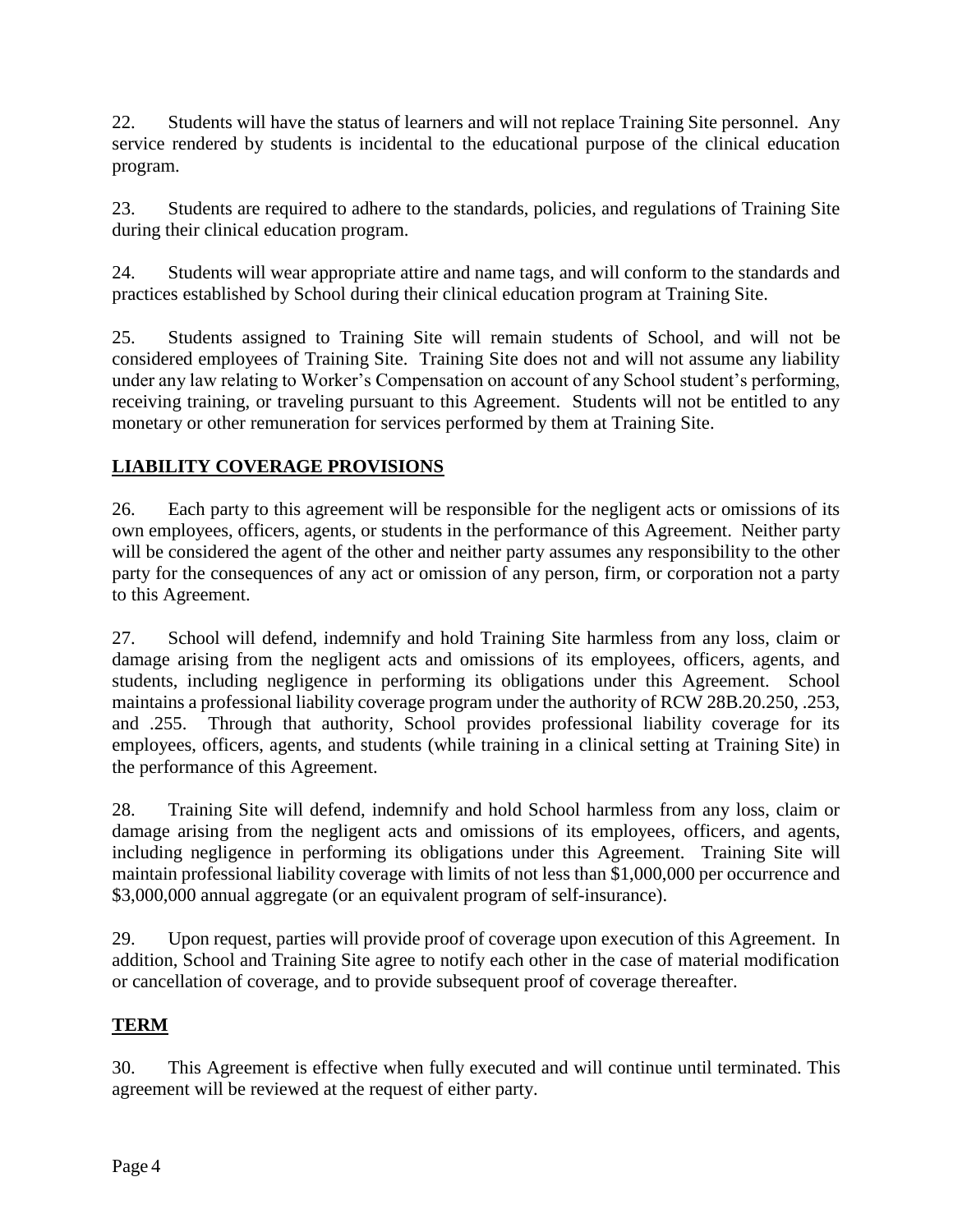22. Students will have the status of learners and will not replace Training Site personnel. Any service rendered by students is incidental to the educational purpose of the clinical education program.

23. Students are required to adhere to the standards, policies, and regulations of Training Site during their clinical education program.

24. Students will wear appropriate attire and name tags, and will conform to the standards and practices established by School during their clinical education program at Training Site.

25. Students assigned to Training Site will remain students of School, and will not be considered employees of Training Site. Training Site does not and will not assume any liability under any law relating to Worker's Compensation on account of any School student's performing, receiving training, or traveling pursuant to this Agreement. Students will not be entitled to any monetary or other remuneration for services performed by them at Training Site.

## LIABILITY COVERAGE PROVISIONS

26. Each party to this agreement will be responsible for the negligent acts or omissions of its own employees, officers, agents, or students in the performance of this Agreement. Neither party will be considered the agent of the other and neither party assumes any responsibility to the other party for the consequences of any act or omission of any person, firm, or corporation not a party to this Agreement.

27. School will defend, indemnify and hold Training Site harmless from any loss, claim or damage arising from the negligent acts and omissions of its employees, officers, agents, and students, including negligence in performing its obligations under this Agreement. School maintains a professional liability coverage program under the authority of RCW 28B.20.250, .253, and .255. Through that authority, School provides professional liability coverage for its employees, officers, agents, and students (while training in a clinical setting at Training Site) in the performance of this Agreement.

28. Training Site will defend, indemnify and hold School harmless from any loss, claim or damage arising from the negligent acts and omissions of its employees, officers, and agents, including negligence in performing its obligations under this Agreement. Training Site will maintain professional liability coverage with limits of not less than $1,000,000 per occurrence and $3,000,000 annual aggregate (or an equivalent program of self-insurance).

29. Upon request, parties will provide proof of coverage upon execution of this Agreement. In addition, School and Training Site agree to notify each other in the case of material modification or cancellation of coverage, and to provide subsequent proof of coverage thereafter.

## TERM

30. This Agreement is effective when fully executed and will continue until terminated. This agreement will be reviewed at the request of either party.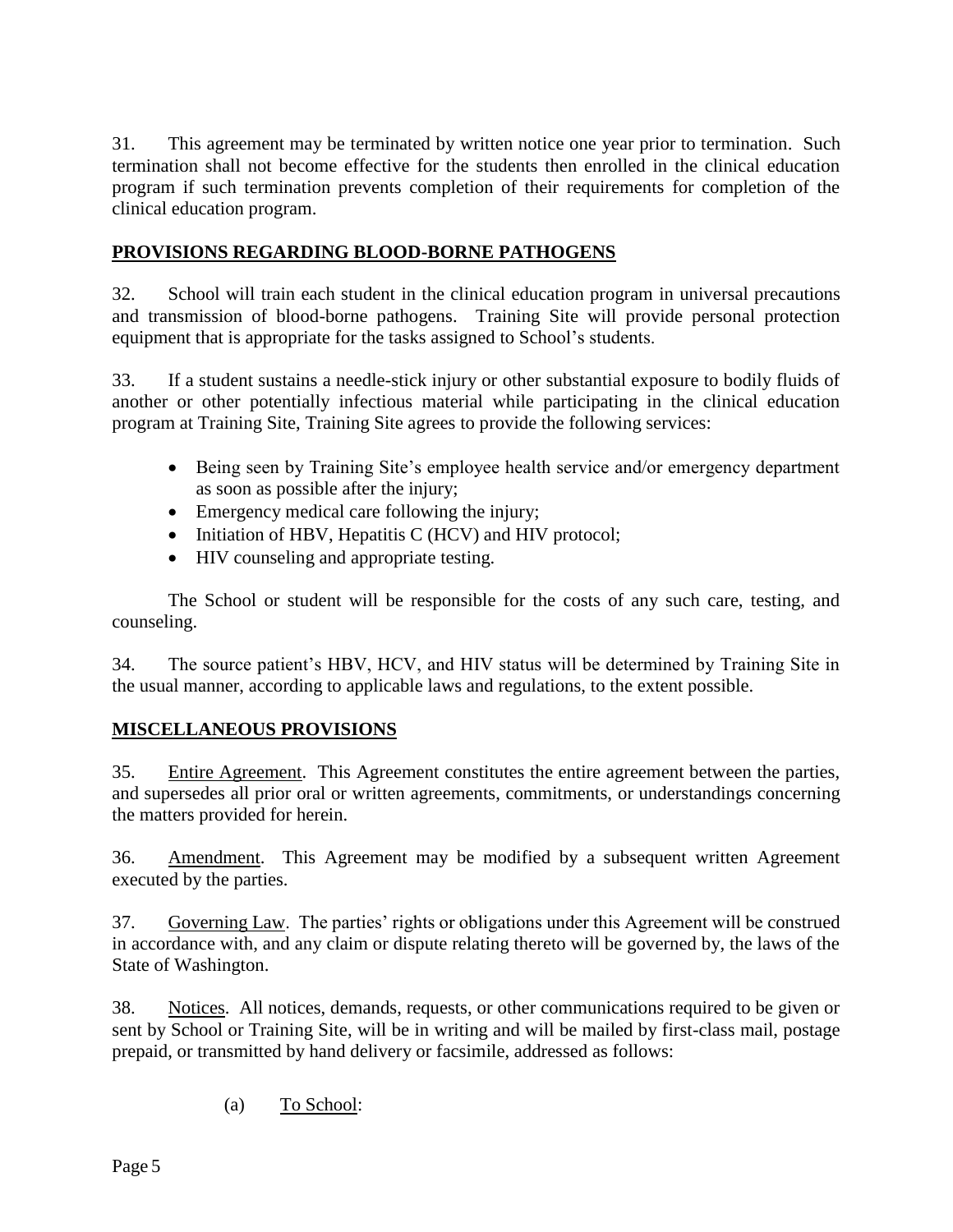31. This agreement may be terminated by written notice one year prior to termination. Such termination shall not become effective for the students then enrolled in the clinical education program if such termination prevents completion of their requirements for completion of the clinical education program.

## PROVISIONS REGARDING BLOOD-BORNE PATHOGENS

32. School will train each student in the clinical education program in universal precautions and transmission of blood-borne pathogens. Training Site will provide personal protection equipment that is appropriate for the tasks assigned to School's students.

33. If a student sustains a needle-stick injury or other substantial exposure to bodily fluids of another or other potentially infectious material while participating in the clinical education program at Training Site, Training Site agrees to provide the following services:

- Being seen by Training Site's employee health service and/or emergency department as soon as possible after the injury;
- Emergency medical care following the injury;
- Initiation of HBV, Hepatitis C (HCV) and HIV protocol;
- HIV counseling and appropriate testing.

The School or student will be responsible for the costs of any such care, testing, and counseling.

34. The source patient's HBV, HCV, and HIV status will be determined by Training Site in the usual manner, according to applicable laws and regulations, to the extent possible.

## MISCELLANEOUS PROVISIONS

35. Entire Agreement. This Agreement constitutes the entire agreement between the parties, and supersedes all prior oral or written agreements, commitments, or understandings concerning the matters provided for herein.

36. Amendment. This Agreement may be modified by a subsequent written Agreement executed by the parties.

37. Governing Law. The parties' rights or obligations under this Agreement will be construed in accordance with, and any claim or dispute relating thereto will be governed by, the laws of the State of Washington.

38. Notices. All notices, demands, requests, or other communications required to be given or sent by School or Training Site, will be in writing and will be mailed by first-class mail, postage prepaid, or transmitted by hand delivery or facsimile, addressed as follows:

(a) To School: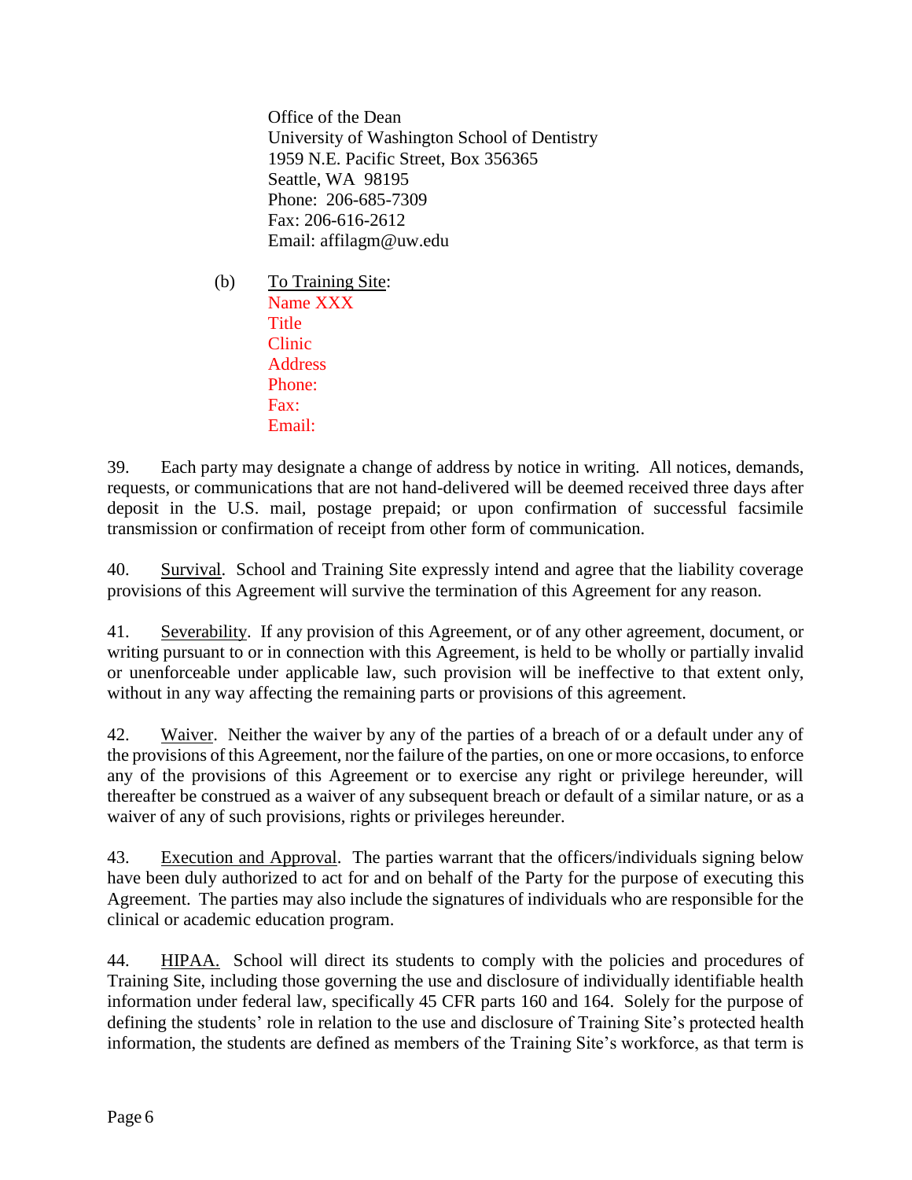Office of the Dean
University of Washington School of Dentistry
1959 N.E. Pacific Street, Box 356365
Seattle, WA 98195
Phone: 206-685-7309
Fax: 206-616-2612
Email: affilagm@uw.edu

(b) To Training Site:
Name XXX
Title
Clinic
Address
Phone:
Fax:
Email:

39. Each party may designate a change of address by notice in writing. All notices, demands, requests, or communications that are not hand-delivered will be deemed received three days after deposit in the U.S. mail, postage prepaid; or upon confirmation of successful facsimile transmission or confirmation of receipt from other form of communication.

40. Survival. School and Training Site expressly intend and agree that the liability coverage provisions of this Agreement will survive the termination of this Agreement for any reason.

41. Severability. If any provision of this Agreement, or of any other agreement, document, or writing pursuant to or in connection with this Agreement, is held to be wholly or partially invalid or unenforceable under applicable law, such provision will be ineffective to that extent only, without in any way affecting the remaining parts or provisions of this agreement.

42. Waiver. Neither the waiver by any of the parties of a breach of or a default under any of the provisions of this Agreement, nor the failure of the parties, on one or more occasions, to enforce any of the provisions of this Agreement or to exercise any right or privilege hereunder, will thereafter be construed as a waiver of any subsequent breach or default of a similar nature, or as a waiver of any of such provisions, rights or privileges hereunder.

43. Execution and Approval. The parties warrant that the officers/individuals signing below have been duly authorized to act for and on behalf of the Party for the purpose of executing this Agreement. The parties may also include the signatures of individuals who are responsible for the clinical or academic education program.

44. HIPAA. School will direct its students to comply with the policies and procedures of Training Site, including those governing the use and disclosure of individually identifiable health information under federal law, specifically 45 CFR parts 160 and 164. Solely for the purpose of defining the students' role in relation to the use and disclosure of Training Site's protected health information, the students are defined as members of the Training Site's workforce, as that term is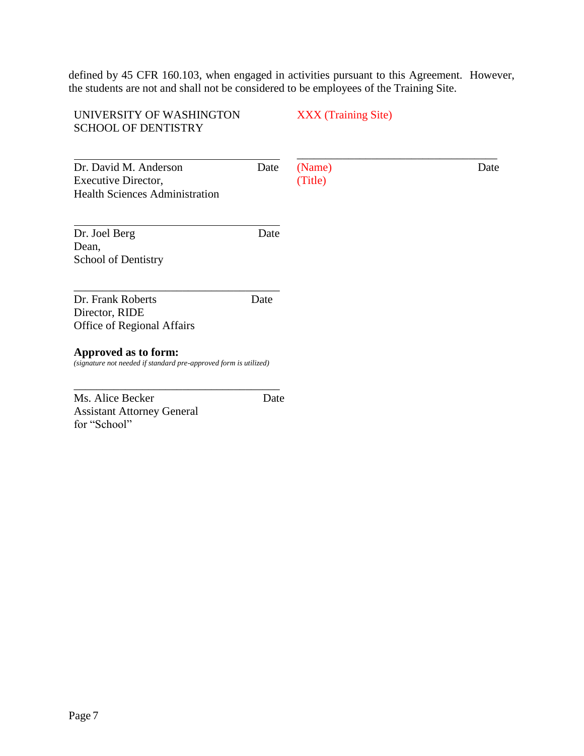defined by 45 CFR 160.103, when engaged in activities pursuant to this Agreement. However, the students are not and shall not be considered to be employees of the Training Site.

| | |
|---|---|
| UNIVERSITY OF WASHINGTON<br>SCHOOL OF DENTISTRY | XXX (Training Site) |
| \_\_\_\_\_\_\_\_\_\_\_\_\_\_\_\_\_\_\_\_\_\_\_\_\_\_\_\_\_\_\_\_<br>Dr. David M. Anderson Date<br>Executive Director,<br>Health Sciences Administration | \_\_\_\_\_\_\_\_\_\_\_\_\_\_\_\_\_\_\_\_\_\_\_\_\_\_\_\_\_\_\_\_<br>(Name) Date<br>(Title) |
| \_\_\_\_\_\_\_\_\_\_\_\_\_\_\_\_\_\_\_\_\_\_\_\_\_\_\_\_\_\_\_\_<br>Dr. Joel Berg Date<br>Dean,<br>School of Dentistry | |
| \_\_\_\_\_\_\_\_\_\_\_\_\_\_\_\_\_\_\_\_\_\_\_\_\_\_\_\_\_\_\_\_<br>Dr. Frank Roberts Date<br>Director, RIDE<br>Office of Regional Affairs | |

**Approved as to form:**
*(signature not needed if standard pre-approved form is utilized)*

\_\_\_\_\_\_\_\_\_\_\_\_\_\_\_\_\_\_\_\_\_\_\_\_\_\_\_\_\_\_\_\_

Ms. Alice Becker Date
Assistant Attorney General
for "School"